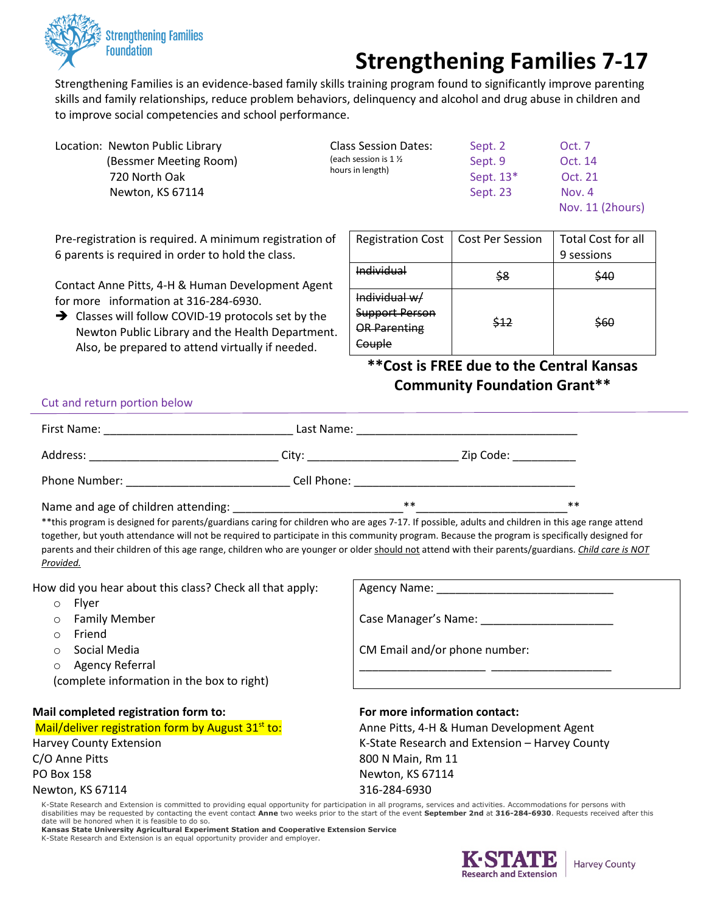Strengthening Families Foundation

# Strengthening Families 7-17

Strengthening Families is an evidence-based family skills training program found to significantly improve parenting skills and family relationships, reduce problem behaviors, delinquency and alcohol and drug abuse in children and to improve social competencies and school performance.

Location: Newton Public Library
(Bessmer Meeting Room)
720 North Oak
Newton, KS 67114

Class Session Dates:
(each session is 1 ½ hours in length)

| | |
|---|---|
| Sept. 2 | Oct. 7 |
| Sept. 9 | Oct. 14 |
| Sept. 13* | Oct. 21 |
| Sept. 23 | Nov. 4 |
| | Nov. 11 (2hours) |

Pre-registration is required. A minimum registration of 6 parents is required in order to hold the class.

Contact Anne Pitts, 4-H & Human Development Agent for more information at 316-284-6930.

➔ Classes will follow COVID-19 protocols set by the Newton Public Library and the Health Department. Also, be prepared to attend virtually if needed.

| Registration Cost | Cost Per Session | Total Cost for all 9 sessions |
|---|---|---|
| ~~Individual~~ | ~~$8~~ | ~~$40~~ |
| ~~Individual w/ Support Person OR Parenting Couple~~ | ~~$12~~ | ~~$60~~ |

**\*\*Cost is FREE due to the Central Kansas Community Foundation Grant\*\***

Cut and return portion below

First Name: ______________________________ Last Name: ___________________________________

Address: ______________________________ City: _______________________ Zip Code: __________

Phone Number: _________________________ Cell Phone: ___________________________________

Name and age of children attending: _________________________**_______________________**

**this program is designed for parents/guardians caring for children who are ages 7-17. If possible, adults and children in this age range attend together, but youth attendance will not be required to participate in this community program. Because the program is specifically designed for parents and their children of this age range, children who are younger or older should not attend with their parents/guardians. *Child care is NOT Provided.*

How did you hear about this class? Check all that apply:

- Flyer
- Family Member
- Friend
- Social Media
- Agency Referral

(complete information in the box to right)

Agency Name: ____________________________

Case Manager's Name: _____________________

CM Email and/or phone number:
____________________ ___________________

**Mail completed registration form to:**

Mail/deliver registration form by August 31st to:
Harvey County Extension
C/O Anne Pitts
PO Box 158
Newton, KS 67114

**For more information contact:**

Anne Pitts, 4-H & Human Development Agent
K-State Research and Extension – Harvey County
800 N Main, Rm 11
Newton, KS 67114
316-284-6930

K-State Research and Extension is committed to providing equal opportunity for participation in all programs, services and activities. Accommodations for persons with disabilities may be requested by contacting the event contact **Anne** two weeks prior to the start of the event **September 2nd** at **316-284-6930**. Requests received after this date will be honored when it is feasible to do so.
**Kansas State University Agricultural Experiment Station and Cooperative Extension Service**
K-State Research and Extension is an equal opportunity provider and employer.

K-STATE Research and Extension | Harvey County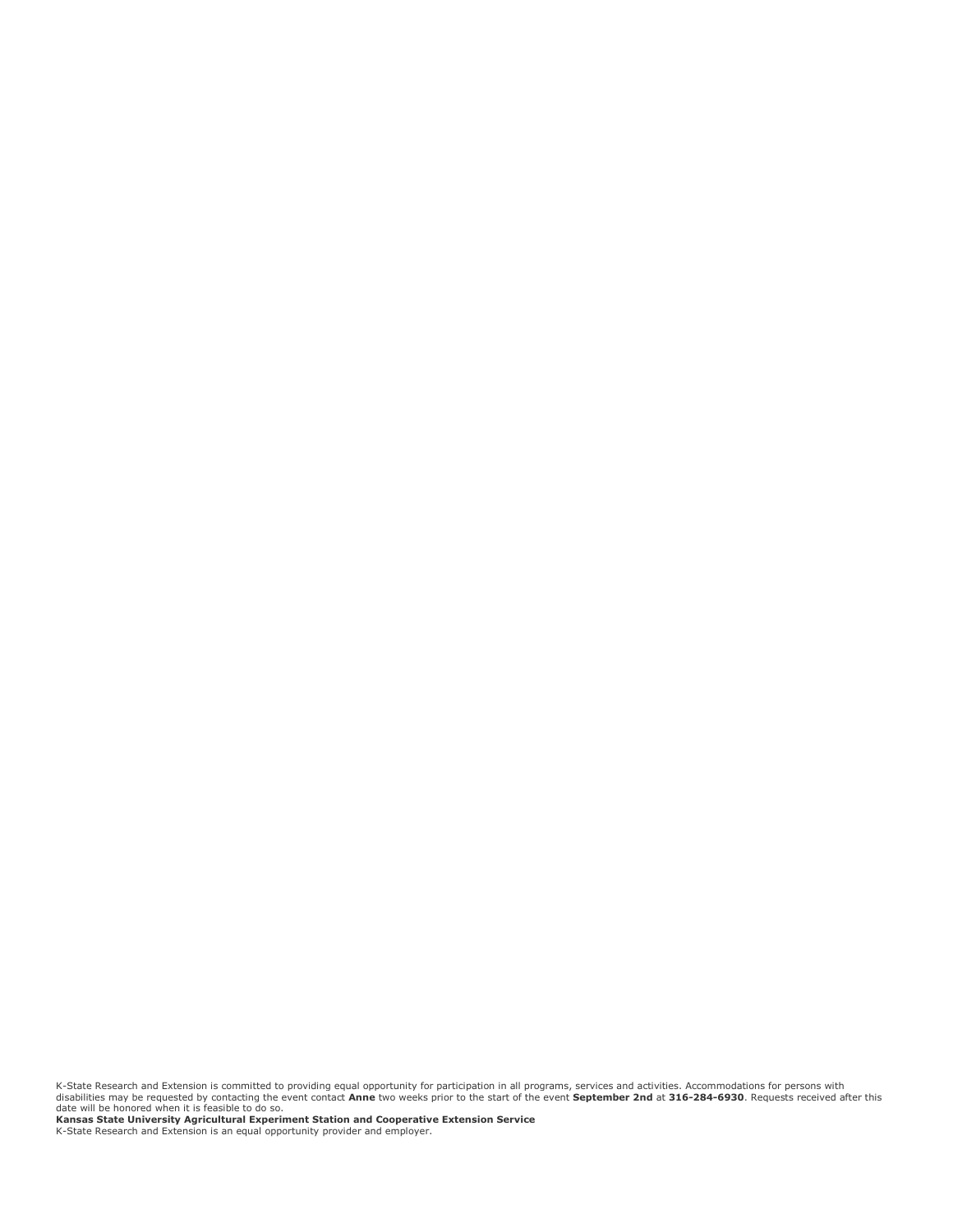K-State Research and Extension is committed to providing equal opportunity for participation in all programs, services and activities. Accommodations for persons with disabilities may be requested by contacting the event contact **Anne** two weeks prior to the start of the event **September 2nd** at **316-284-6930**. Requests received after this date will be honored when it is feasible to do so.

**Kansas State University Agricultural Experiment Station and Cooperative Extension Service**

K-State Research and Extension is an equal opportunity provider and employer.